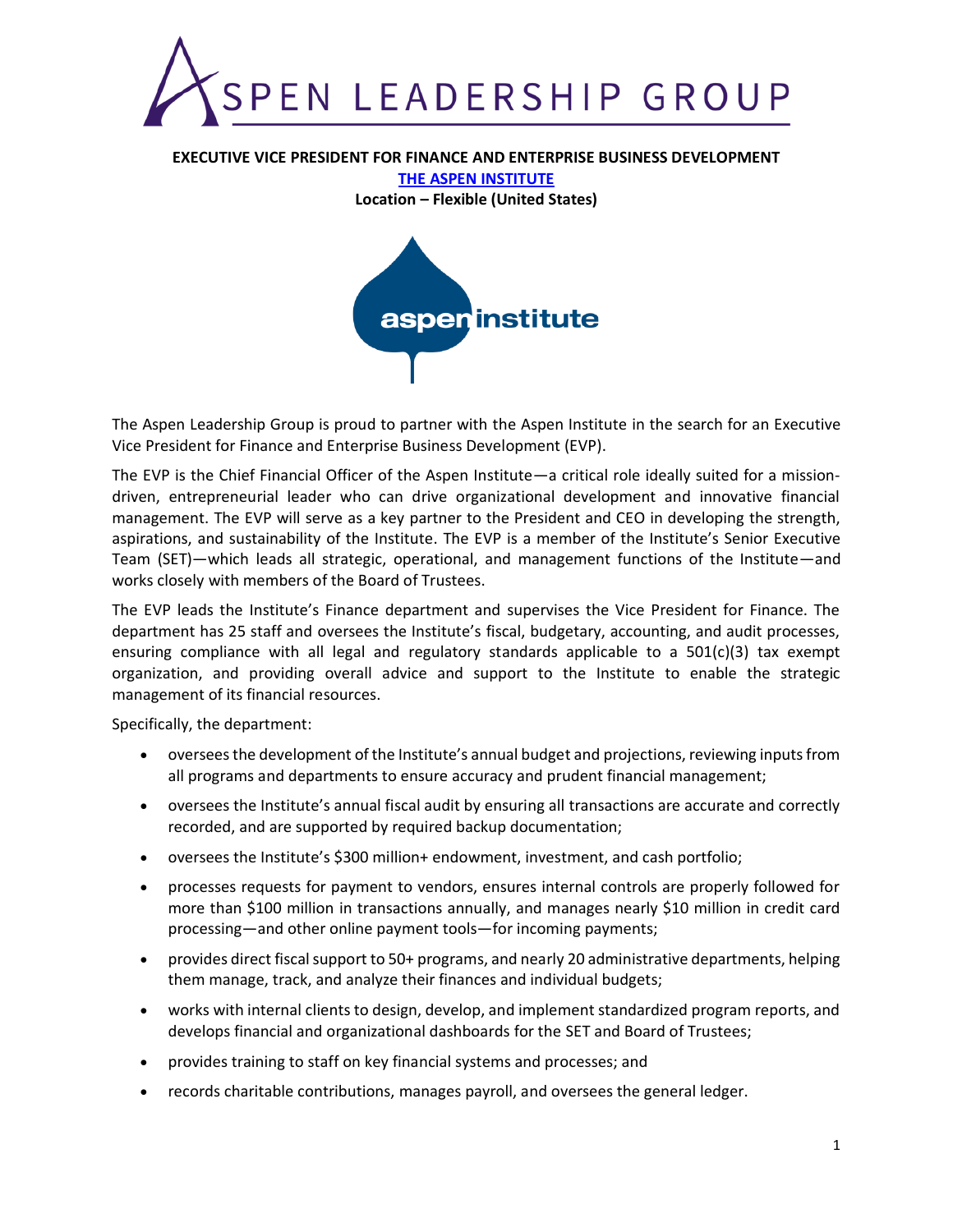# EXECUTIVE VICE PRESIDENT FOR FINANCE AND ENTERPRISE BUSINESS DEVELOPMENT

**[THE ASPEN INSTITUTE](#)**

**Location – Flexible (United States)**

The Aspen Leadership Group is proud to partner with the Aspen Institute in the search for an Executive Vice President for Finance and Enterprise Business Development (EVP).

The EVP is the Chief Financial Officer of the Aspen Institute—a critical role ideally suited for a mission-driven, entrepreneurial leader who can drive organizational development and innovative financial management. The EVP will serve as a key partner to the President and CEO in developing the strength, aspirations, and sustainability of the Institute. The EVP is a member of the Institute's Senior Executive Team (SET)—which leads all strategic, operational, and management functions of the Institute—and works closely with members of the Board of Trustees.

The EVP leads the Institute's Finance department and supervises the Vice President for Finance. The department has 25 staff and oversees the Institute's fiscal, budgetary, accounting, and audit processes, ensuring compliance with all legal and regulatory standards applicable to a 501(c)(3) tax exempt organization, and providing overall advice and support to the Institute to enable the strategic management of its financial resources.

Specifically, the department:

- oversees the development of the Institute's annual budget and projections, reviewing inputs from all programs and departments to ensure accuracy and prudent financial management;
- oversees the Institute's annual fiscal audit by ensuring all transactions are accurate and correctly recorded, and are supported by required backup documentation;
- oversees the Institute's $300 million+ endowment, investment, and cash portfolio;
- processes requests for payment to vendors, ensures internal controls are properly followed for more than $100 million in transactions annually, and manages nearly $10 million in credit card processing—and other online payment tools—for incoming payments;
- provides direct fiscal support to 50+ programs, and nearly 20 administrative departments, helping them manage, track, and analyze their finances and individual budgets;
- works with internal clients to design, develop, and implement standardized program reports, and develops financial and organizational dashboards for the SET and Board of Trustees;
- provides training to staff on key financial systems and processes; and
- records charitable contributions, manages payroll, and oversees the general ledger.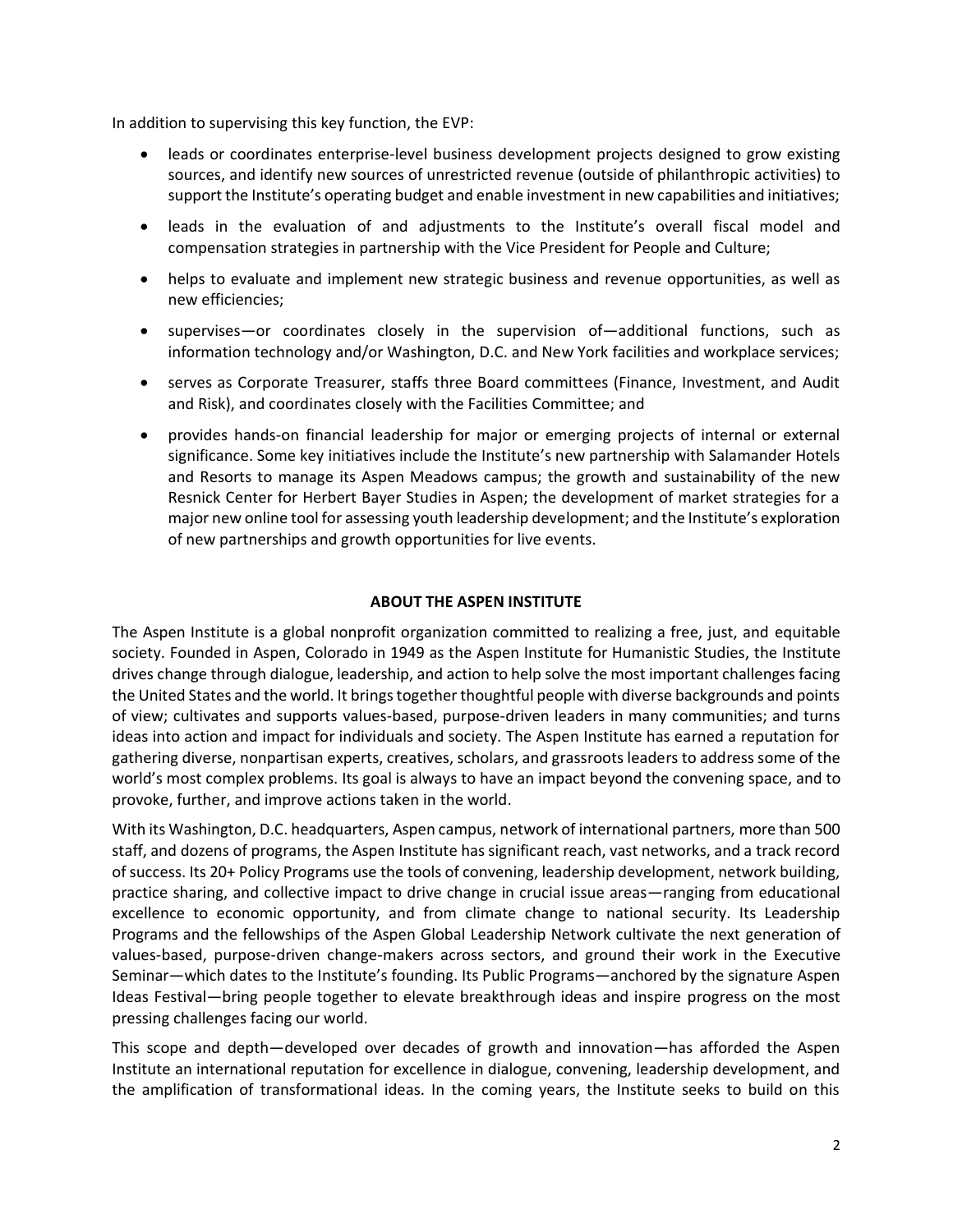In addition to supervising this key function, the EVP:

- leads or coordinates enterprise-level business development projects designed to grow existing sources, and identify new sources of unrestricted revenue (outside of philanthropic activities) to support the Institute's operating budget and enable investment in new capabilities and initiatives;
- leads in the evaluation of and adjustments to the Institute's overall fiscal model and compensation strategies in partnership with the Vice President for People and Culture;
- helps to evaluate and implement new strategic business and revenue opportunities, as well as new efficiencies;
- supervises—or coordinates closely in the supervision of—additional functions, such as information technology and/or Washington, D.C. and New York facilities and workplace services;
- serves as Corporate Treasurer, staffs three Board committees (Finance, Investment, and Audit and Risk), and coordinates closely with the Facilities Committee; and
- provides hands-on financial leadership for major or emerging projects of internal or external significance. Some key initiatives include the Institute's new partnership with Salamander Hotels and Resorts to manage its Aspen Meadows campus; the growth and sustainability of the new Resnick Center for Herbert Bayer Studies in Aspen; the development of market strategies for a major new online tool for assessing youth leadership development; and the Institute's exploration of new partnerships and growth opportunities for live events.

## ABOUT THE ASPEN INSTITUTE

The Aspen Institute is a global nonprofit organization committed to realizing a free, just, and equitable society. Founded in Aspen, Colorado in 1949 as the Aspen Institute for Humanistic Studies, the Institute drives change through dialogue, leadership, and action to help solve the most important challenges facing the United States and the world. It brings together thoughtful people with diverse backgrounds and points of view; cultivates and supports values-based, purpose-driven leaders in many communities; and turns ideas into action and impact for individuals and society. The Aspen Institute has earned a reputation for gathering diverse, nonpartisan experts, creatives, scholars, and grassroots leaders to address some of the world's most complex problems. Its goal is always to have an impact beyond the convening space, and to provoke, further, and improve actions taken in the world.

With its Washington, D.C. headquarters, Aspen campus, network of international partners, more than 500 staff, and dozens of programs, the Aspen Institute has significant reach, vast networks, and a track record of success. Its 20+ Policy Programs use the tools of convening, leadership development, network building, practice sharing, and collective impact to drive change in crucial issue areas—ranging from educational excellence to economic opportunity, and from climate change to national security. Its Leadership Programs and the fellowships of the Aspen Global Leadership Network cultivate the next generation of values-based, purpose-driven change-makers across sectors, and ground their work in the Executive Seminar—which dates to the Institute's founding. Its Public Programs—anchored by the signature Aspen Ideas Festival—bring people together to elevate breakthrough ideas and inspire progress on the most pressing challenges facing our world.

This scope and depth—developed over decades of growth and innovation—has afforded the Aspen Institute an international reputation for excellence in dialogue, convening, leadership development, and the amplification of transformational ideas. In the coming years, the Institute seeks to build on this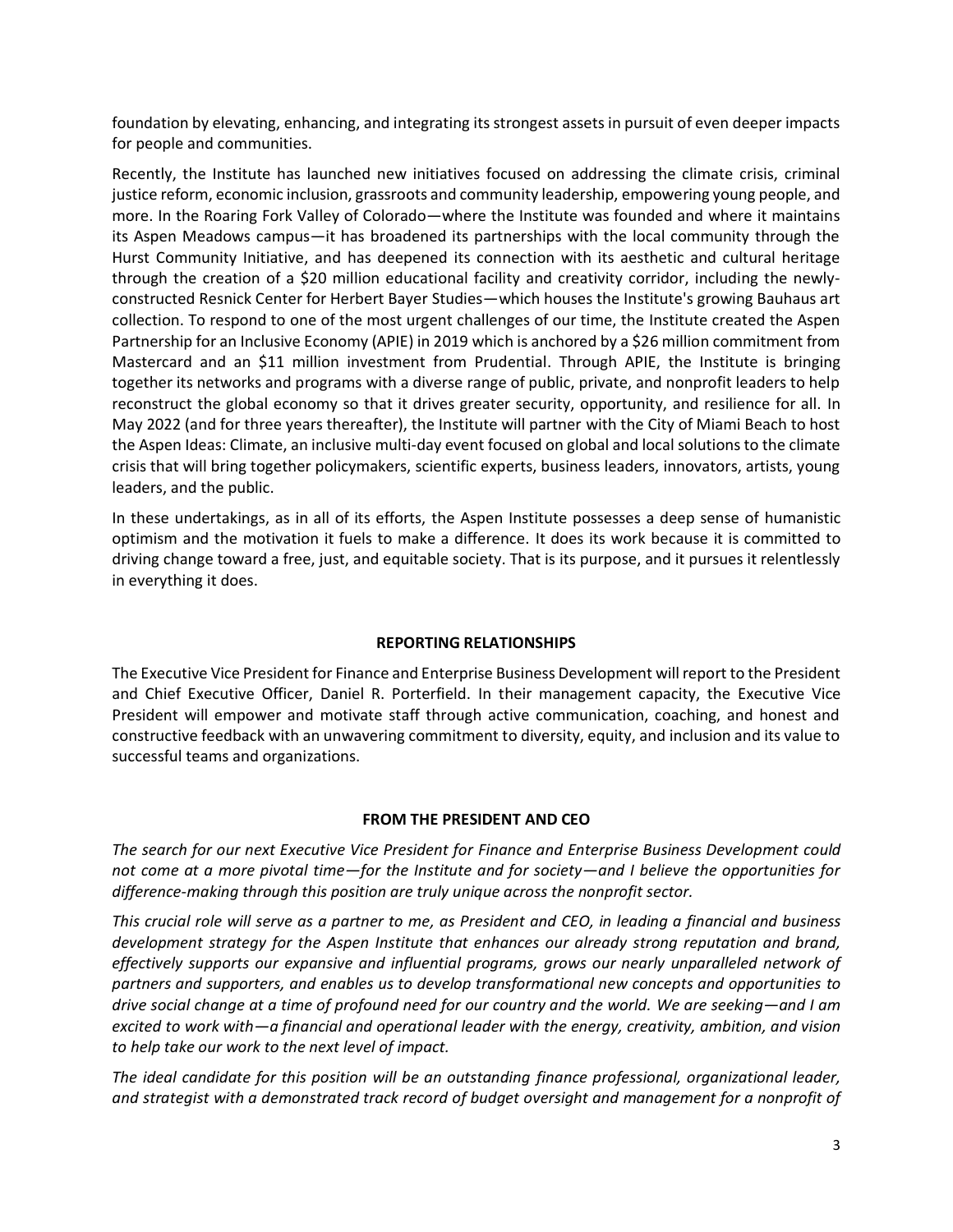foundation by elevating, enhancing, and integrating its strongest assets in pursuit of even deeper impacts for people and communities.

Recently, the Institute has launched new initiatives focused on addressing the climate crisis, criminal justice reform, economic inclusion, grassroots and community leadership, empowering young people, and more. In the Roaring Fork Valley of Colorado—where the Institute was founded and where it maintains its Aspen Meadows campus—it has broadened its partnerships with the local community through the Hurst Community Initiative, and has deepened its connection with its aesthetic and cultural heritage through the creation of a $20 million educational facility and creativity corridor, including the newly-constructed Resnick Center for Herbert Bayer Studies—which houses the Institute's growing Bauhaus art collection. To respond to one of the most urgent challenges of our time, the Institute created the Aspen Partnership for an Inclusive Economy (APIE) in 2019 which is anchored by a $26 million commitment from Mastercard and an $11 million investment from Prudential. Through APIE, the Institute is bringing together its networks and programs with a diverse range of public, private, and nonprofit leaders to help reconstruct the global economy so that it drives greater security, opportunity, and resilience for all. In May 2022 (and for three years thereafter), the Institute will partner with the City of Miami Beach to host the Aspen Ideas: Climate, an inclusive multi-day event focused on global and local solutions to the climate crisis that will bring together policymakers, scientific experts, business leaders, innovators, artists, young leaders, and the public.

In these undertakings, as in all of its efforts, the Aspen Institute possesses a deep sense of humanistic optimism and the motivation it fuels to make a difference. It does its work because it is committed to driving change toward a free, just, and equitable society. That is its purpose, and it pursues it relentlessly in everything it does.

## REPORTING RELATIONSHIPS

The Executive Vice President for Finance and Enterprise Business Development will report to the President and Chief Executive Officer, Daniel R. Porterfield. In their management capacity, the Executive Vice President will empower and motivate staff through active communication, coaching, and honest and constructive feedback with an unwavering commitment to diversity, equity, and inclusion and its value to successful teams and organizations.

## FROM THE PRESIDENT AND CEO

*The search for our next Executive Vice President for Finance and Enterprise Business Development could not come at a more pivotal time—for the Institute and for society—and I believe the opportunities for difference-making through this position are truly unique across the nonprofit sector.*

*This crucial role will serve as a partner to me, as President and CEO, in leading a financial and business development strategy for the Aspen Institute that enhances our already strong reputation and brand, effectively supports our expansive and influential programs, grows our nearly unparalleled network of partners and supporters, and enables us to develop transformational new concepts and opportunities to drive social change at a time of profound need for our country and the world. We are seeking—and I am excited to work with—a financial and operational leader with the energy, creativity, ambition, and vision to help take our work to the next level of impact.*

*The ideal candidate for this position will be an outstanding finance professional, organizational leader, and strategist with a demonstrated track record of budget oversight and management for a nonprofit of*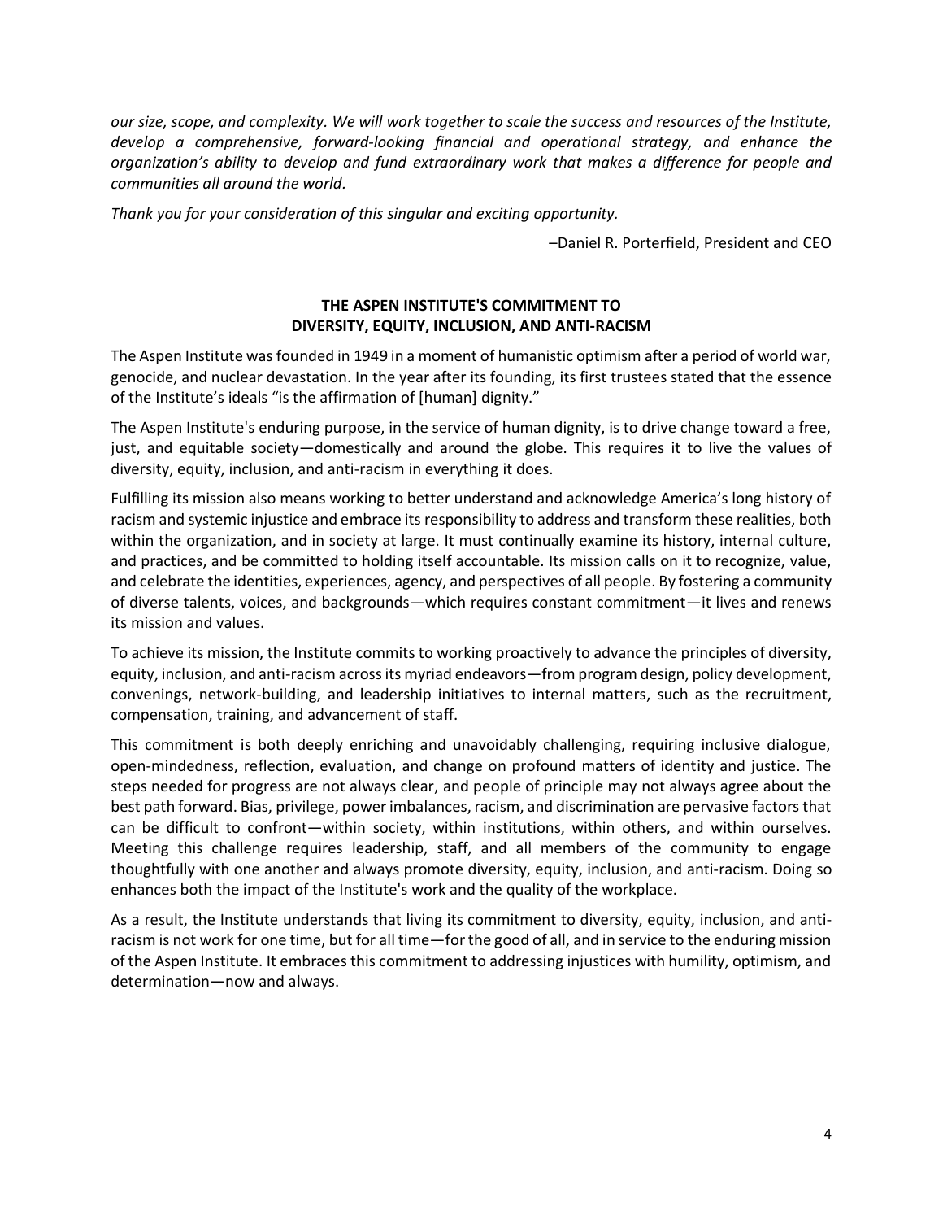*our size, scope, and complexity. We will work together to scale the success and resources of the Institute, develop a comprehensive, forward-looking financial and operational strategy, and enhance the organization's ability to develop and fund extraordinary work that makes a difference for people and communities all around the world.*

*Thank you for your consideration of this singular and exciting opportunity.*

–Daniel R. Porterfield, President and CEO

## THE ASPEN INSTITUTE'S COMMITMENT TO DIVERSITY, EQUITY, INCLUSION, AND ANTI-RACISM

The Aspen Institute was founded in 1949 in a moment of humanistic optimism after a period of world war, genocide, and nuclear devastation. In the year after its founding, its first trustees stated that the essence of the Institute's ideals "is the affirmation of [human] dignity."

The Aspen Institute's enduring purpose, in the service of human dignity, is to drive change toward a free, just, and equitable society—domestically and around the globe. This requires it to live the values of diversity, equity, inclusion, and anti-racism in everything it does.

Fulfilling its mission also means working to better understand and acknowledge America's long history of racism and systemic injustice and embrace its responsibility to address and transform these realities, both within the organization, and in society at large. It must continually examine its history, internal culture, and practices, and be committed to holding itself accountable. Its mission calls on it to recognize, value, and celebrate the identities, experiences, agency, and perspectives of all people. By fostering a community of diverse talents, voices, and backgrounds—which requires constant commitment—it lives and renews its mission and values.

To achieve its mission, the Institute commits to working proactively to advance the principles of diversity, equity, inclusion, and anti-racism across its myriad endeavors—from program design, policy development, convenings, network-building, and leadership initiatives to internal matters, such as the recruitment, compensation, training, and advancement of staff.

This commitment is both deeply enriching and unavoidably challenging, requiring inclusive dialogue, open-mindedness, reflection, evaluation, and change on profound matters of identity and justice. The steps needed for progress are not always clear, and people of principle may not always agree about the best path forward. Bias, privilege, power imbalances, racism, and discrimination are pervasive factors that can be difficult to confront—within society, within institutions, within others, and within ourselves. Meeting this challenge requires leadership, staff, and all members of the community to engage thoughtfully with one another and always promote diversity, equity, inclusion, and anti-racism. Doing so enhances both the impact of the Institute's work and the quality of the workplace.

As a result, the Institute understands that living its commitment to diversity, equity, inclusion, and anti-racism is not work for one time, but for all time—for the good of all, and in service to the enduring mission of the Aspen Institute. It embraces this commitment to addressing injustices with humility, optimism, and determination—now and always.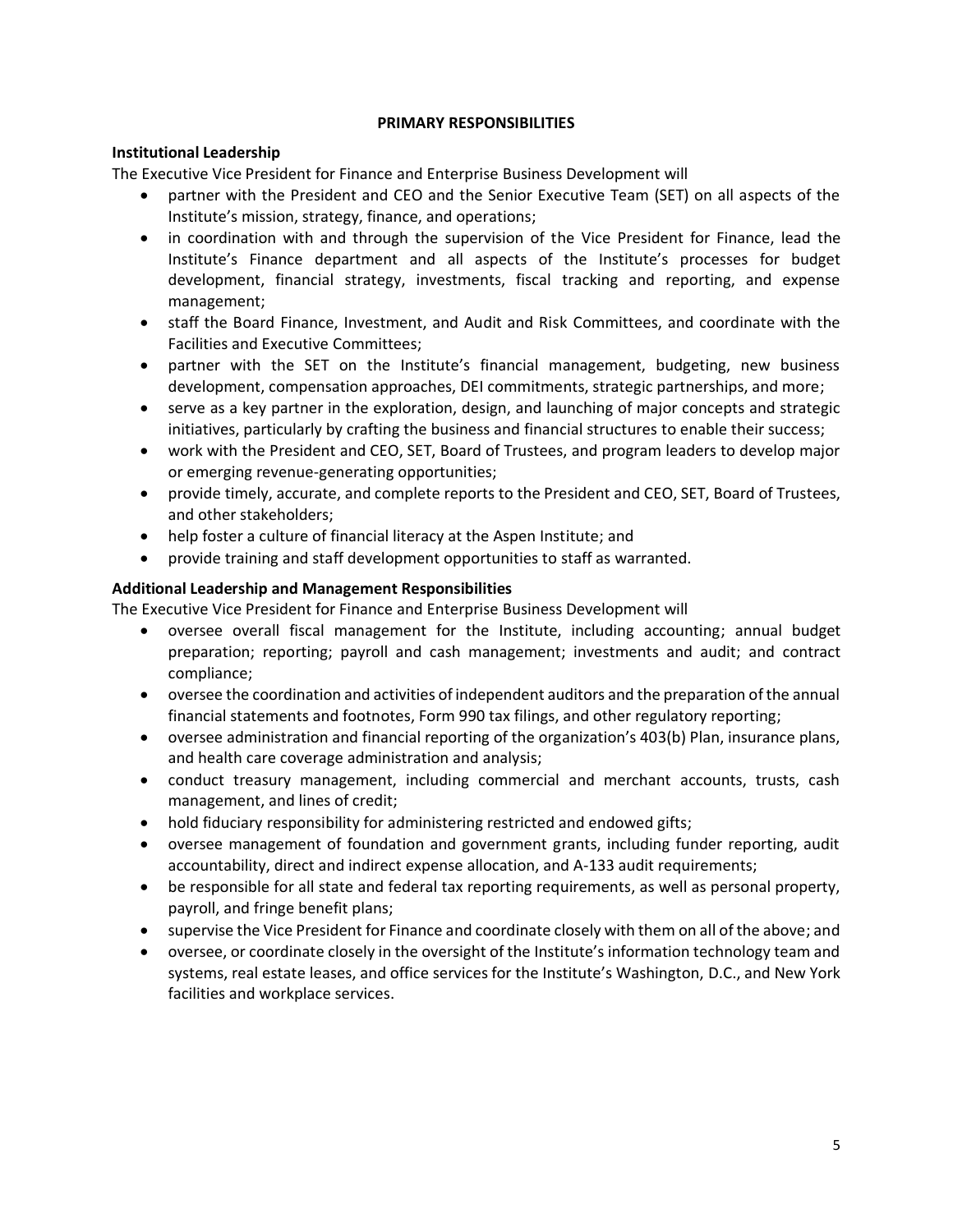## PRIMARY RESPONSIBILITIES

### Institutional Leadership

The Executive Vice President for Finance and Enterprise Business Development will

- partner with the President and CEO and the Senior Executive Team (SET) on all aspects of the Institute's mission, strategy, finance, and operations;
- in coordination with and through the supervision of the Vice President for Finance, lead the Institute's Finance department and all aspects of the Institute's processes for budget development, financial strategy, investments, fiscal tracking and reporting, and expense management;
- staff the Board Finance, Investment, and Audit and Risk Committees, and coordinate with the Facilities and Executive Committees;
- partner with the SET on the Institute's financial management, budgeting, new business development, compensation approaches, DEI commitments, strategic partnerships, and more;
- serve as a key partner in the exploration, design, and launching of major concepts and strategic initiatives, particularly by crafting the business and financial structures to enable their success;
- work with the President and CEO, SET, Board of Trustees, and program leaders to develop major or emerging revenue-generating opportunities;
- provide timely, accurate, and complete reports to the President and CEO, SET, Board of Trustees, and other stakeholders;
- help foster a culture of financial literacy at the Aspen Institute; and
- provide training and staff development opportunities to staff as warranted.

### Additional Leadership and Management Responsibilities

The Executive Vice President for Finance and Enterprise Business Development will

- oversee overall fiscal management for the Institute, including accounting; annual budget preparation; reporting; payroll and cash management; investments and audit; and contract compliance;
- oversee the coordination and activities of independent auditors and the preparation of the annual financial statements and footnotes, Form 990 tax filings, and other regulatory reporting;
- oversee administration and financial reporting of the organization's 403(b) Plan, insurance plans, and health care coverage administration and analysis;
- conduct treasury management, including commercial and merchant accounts, trusts, cash management, and lines of credit;
- hold fiduciary responsibility for administering restricted and endowed gifts;
- oversee management of foundation and government grants, including funder reporting, audit accountability, direct and indirect expense allocation, and A-133 audit requirements;
- be responsible for all state and federal tax reporting requirements, as well as personal property, payroll, and fringe benefit plans;
- supervise the Vice President for Finance and coordinate closely with them on all of the above; and
- oversee, or coordinate closely in the oversight of the Institute's information technology team and systems, real estate leases, and office services for the Institute's Washington, D.C., and New York facilities and workplace services.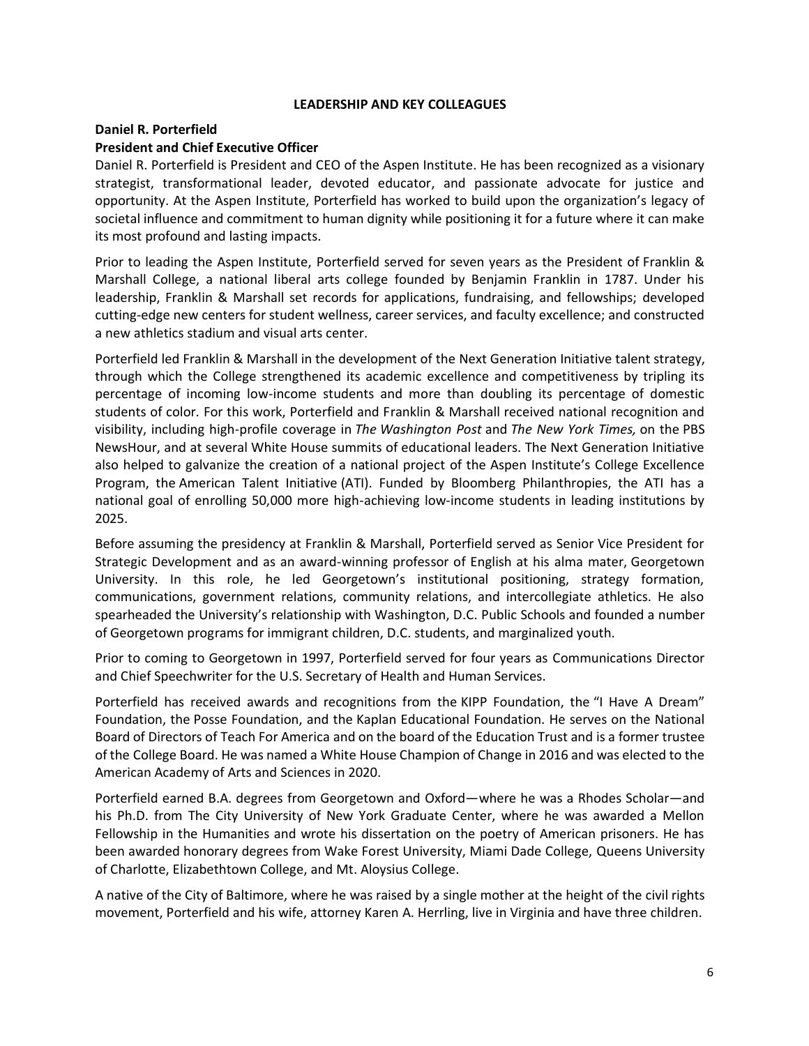## LEADERSHIP AND KEY COLLEAGUES

**Daniel R. Porterfield**
**President and Chief Executive Officer**

Daniel R. Porterfield is President and CEO of the Aspen Institute. He has been recognized as a visionary strategist, transformational leader, devoted educator, and passionate advocate for justice and opportunity. At the Aspen Institute, Porterfield has worked to build upon the organization's legacy of societal influence and commitment to human dignity while positioning it for a future where it can make its most profound and lasting impacts.

Prior to leading the Aspen Institute, Porterfield served for seven years as the President of Franklin & Marshall College, a national liberal arts college founded by Benjamin Franklin in 1787. Under his leadership, Franklin & Marshall set records for applications, fundraising, and fellowships; developed cutting-edge new centers for student wellness, career services, and faculty excellence; and constructed a new athletics stadium and visual arts center.

Porterfield led Franklin & Marshall in the development of the Next Generation Initiative talent strategy, through which the College strengthened its academic excellence and competitiveness by tripling its percentage of incoming low-income students and more than doubling its percentage of domestic students of color. For this work, Porterfield and Franklin & Marshall received national recognition and visibility, including high-profile coverage in *The Washington Post* and *The New York Times,* on the PBS NewsHour, and at several White House summits of educational leaders. The Next Generation Initiative also helped to galvanize the creation of a national project of the Aspen Institute's College Excellence Program, the American Talent Initiative (ATI). Funded by Bloomberg Philanthropies, the ATI has a national goal of enrolling 50,000 more high-achieving low-income students in leading institutions by 2025.

Before assuming the presidency at Franklin & Marshall, Porterfield served as Senior Vice President for Strategic Development and as an award-winning professor of English at his alma mater, Georgetown University. In this role, he led Georgetown's institutional positioning, strategy formation, communications, government relations, community relations, and intercollegiate athletics. He also spearheaded the University's relationship with Washington, D.C. Public Schools and founded a number of Georgetown programs for immigrant children, D.C. students, and marginalized youth.

Prior to coming to Georgetown in 1997, Porterfield served for four years as Communications Director and Chief Speechwriter for the U.S. Secretary of Health and Human Services.

Porterfield has received awards and recognitions from the KIPP Foundation, the "I Have A Dream" Foundation, the Posse Foundation, and the Kaplan Educational Foundation. He serves on the National Board of Directors of Teach For America and on the board of the Education Trust and is a former trustee of the College Board. He was named a White House Champion of Change in 2016 and was elected to the American Academy of Arts and Sciences in 2020.

Porterfield earned B.A. degrees from Georgetown and Oxford—where he was a Rhodes Scholar—and his Ph.D. from The City University of New York Graduate Center, where he was awarded a Mellon Fellowship in the Humanities and wrote his dissertation on the poetry of American prisoners. He has been awarded honorary degrees from Wake Forest University, Miami Dade College, Queens University of Charlotte, Elizabethtown College, and Mt. Aloysius College.

A native of the City of Baltimore, where he was raised by a single mother at the height of the civil rights movement, Porterfield and his wife, attorney Karen A. Herrling, live in Virginia and have three children.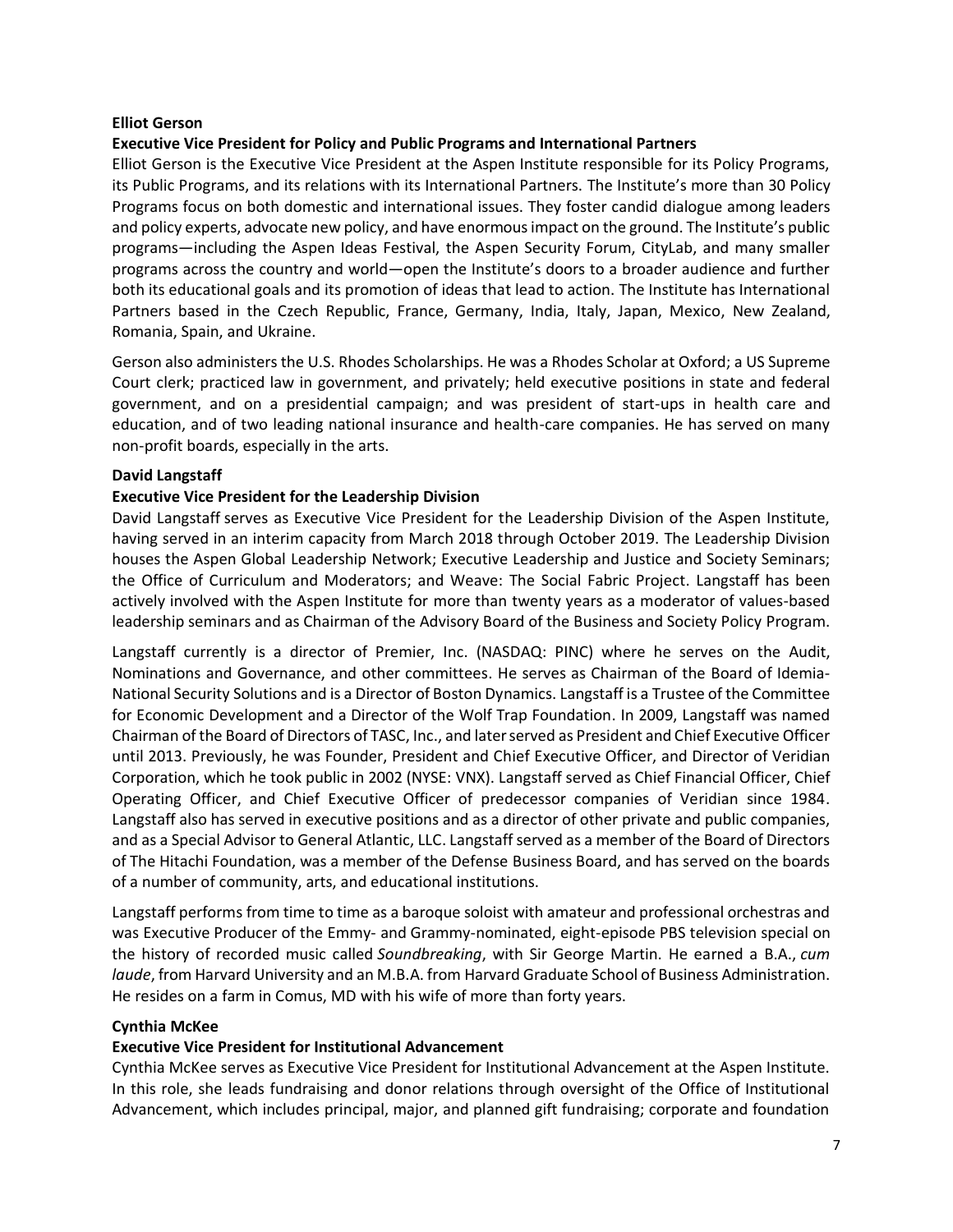**Elliot Gerson**

**Executive Vice President for Policy and Public Programs and International Partners**

Elliot Gerson is the Executive Vice President at the Aspen Institute responsible for its Policy Programs, its Public Programs, and its relations with its International Partners. The Institute's more than 30 Policy Programs focus on both domestic and international issues. They foster candid dialogue among leaders and policy experts, advocate new policy, and have enormous impact on the ground. The Institute's public programs—including the Aspen Ideas Festival, the Aspen Security Forum, CityLab, and many smaller programs across the country and world—open the Institute's doors to a broader audience and further both its educational goals and its promotion of ideas that lead to action. The Institute has International Partners based in the Czech Republic, France, Germany, India, Italy, Japan, Mexico, New Zealand, Romania, Spain, and Ukraine.

Gerson also administers the U.S. Rhodes Scholarships. He was a Rhodes Scholar at Oxford; a US Supreme Court clerk; practiced law in government, and privately; held executive positions in state and federal government, and on a presidential campaign; and was president of start-ups in health care and education, and of two leading national insurance and health-care companies. He has served on many non-profit boards, especially in the arts.

**David Langstaff**

**Executive Vice President for the Leadership Division**

David Langstaff serves as Executive Vice President for the Leadership Division of the Aspen Institute, having served in an interim capacity from March 2018 through October 2019. The Leadership Division houses the Aspen Global Leadership Network; Executive Leadership and Justice and Society Seminars; the Office of Curriculum and Moderators; and Weave: The Social Fabric Project. Langstaff has been actively involved with the Aspen Institute for more than twenty years as a moderator of values-based leadership seminars and as Chairman of the Advisory Board of the Business and Society Policy Program.

Langstaff currently is a director of Premier, Inc. (NASDAQ: PINC) where he serves on the Audit, Nominations and Governance, and other committees. He serves as Chairman of the Board of Idemia-National Security Solutions and is a Director of Boston Dynamics. Langstaff is a Trustee of the Committee for Economic Development and a Director of the Wolf Trap Foundation. In 2009, Langstaff was named Chairman of the Board of Directors of TASC, Inc., and later served as President and Chief Executive Officer until 2013. Previously, he was Founder, President and Chief Executive Officer, and Director of Veridian Corporation, which he took public in 2002 (NYSE: VNX). Langstaff served as Chief Financial Officer, Chief Operating Officer, and Chief Executive Officer of predecessor companies of Veridian since 1984. Langstaff also has served in executive positions and as a director of other private and public companies, and as a Special Advisor to General Atlantic, LLC. Langstaff served as a member of the Board of Directors of The Hitachi Foundation, was a member of the Defense Business Board, and has served on the boards of a number of community, arts, and educational institutions.

Langstaff performs from time to time as a baroque soloist with amateur and professional orchestras and was Executive Producer of the Emmy- and Grammy-nominated, eight-episode PBS television special on the history of recorded music called *Soundbreaking*, with Sir George Martin. He earned a B.A., *cum laude*, from Harvard University and an M.B.A. from Harvard Graduate School of Business Administration. He resides on a farm in Comus, MD with his wife of more than forty years.

**Cynthia McKee**

**Executive Vice President for Institutional Advancement**

Cynthia McKee serves as Executive Vice President for Institutional Advancement at the Aspen Institute. In this role, she leads fundraising and donor relations through oversight of the Office of Institutional Advancement, which includes principal, major, and planned gift fundraising; corporate and foundation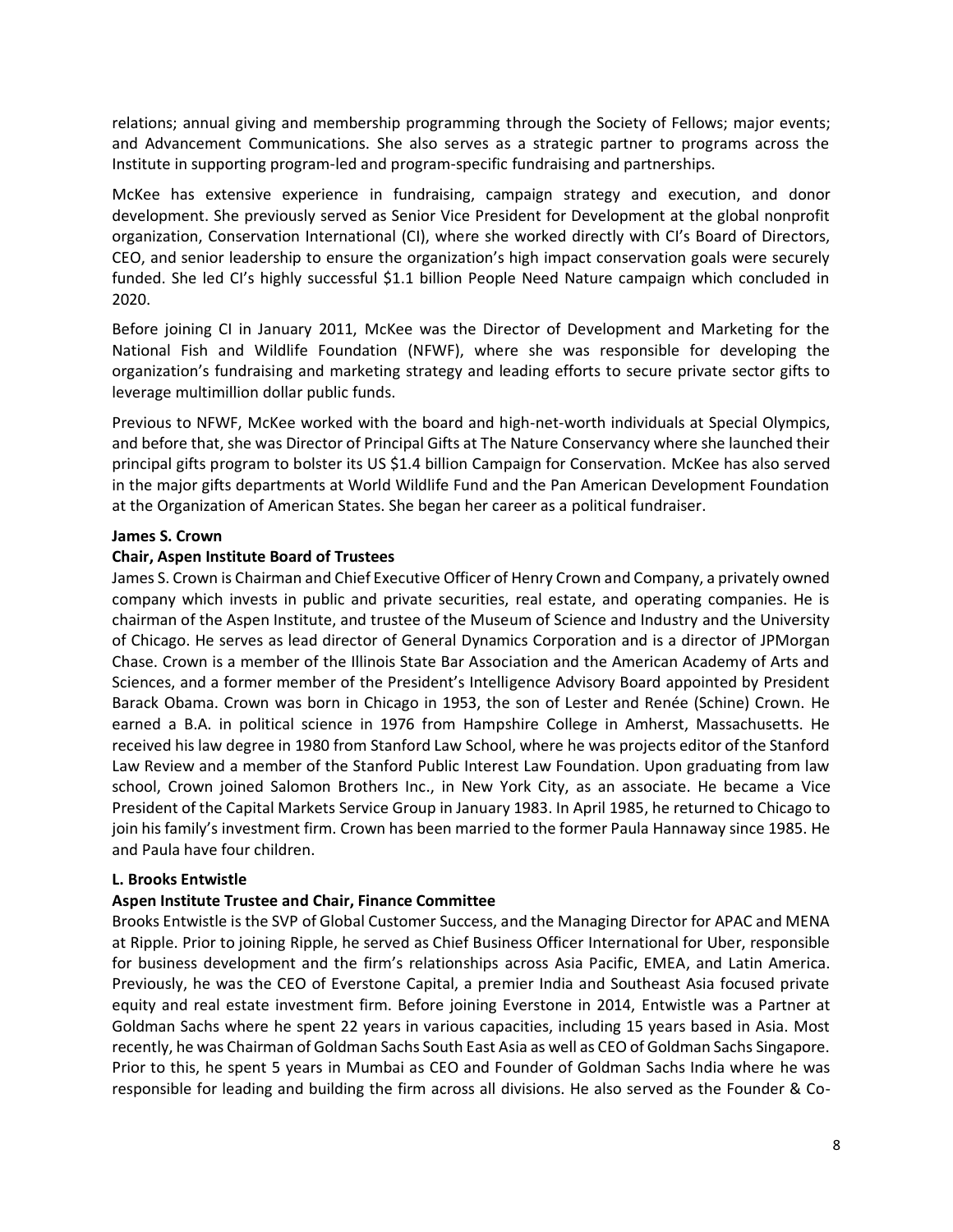relations; annual giving and membership programming through the Society of Fellows; major events; and Advancement Communications. She also serves as a strategic partner to programs across the Institute in supporting program-led and program-specific fundraising and partnerships.

McKee has extensive experience in fundraising, campaign strategy and execution, and donor development. She previously served as Senior Vice President for Development at the global nonprofit organization, Conservation International (CI), where she worked directly with CI's Board of Directors, CEO, and senior leadership to ensure the organization's high impact conservation goals were securely funded. She led CI's highly successful $1.1 billion People Need Nature campaign which concluded in 2020.

Before joining CI in January 2011, McKee was the Director of Development and Marketing for the National Fish and Wildlife Foundation (NFWF), where she was responsible for developing the organization's fundraising and marketing strategy and leading efforts to secure private sector gifts to leverage multimillion dollar public funds.

Previous to NFWF, McKee worked with the board and high-net-worth individuals at Special Olympics, and before that, she was Director of Principal Gifts at The Nature Conservancy where she launched their principal gifts program to bolster its US $1.4 billion Campaign for Conservation. McKee has also served in the major gifts departments at World Wildlife Fund and the Pan American Development Foundation at the Organization of American States. She began her career as a political fundraiser.

**James S. Crown**

**Chair, Aspen Institute Board of Trustees**

James S. Crown is Chairman and Chief Executive Officer of Henry Crown and Company, a privately owned company which invests in public and private securities, real estate, and operating companies. He is chairman of the Aspen Institute, and trustee of the Museum of Science and Industry and the University of Chicago. He serves as lead director of General Dynamics Corporation and is a director of JPMorgan Chase. Crown is a member of the Illinois State Bar Association and the American Academy of Arts and Sciences, and a former member of the President's Intelligence Advisory Board appointed by President Barack Obama. Crown was born in Chicago in 1953, the son of Lester and Renée (Schine) Crown. He earned a B.A. in political science in 1976 from Hampshire College in Amherst, Massachusetts. He received his law degree in 1980 from Stanford Law School, where he was projects editor of the Stanford Law Review and a member of the Stanford Public Interest Law Foundation. Upon graduating from law school, Crown joined Salomon Brothers Inc., in New York City, as an associate. He became a Vice President of the Capital Markets Service Group in January 1983. In April 1985, he returned to Chicago to join his family's investment firm. Crown has been married to the former Paula Hannaway since 1985. He and Paula have four children.

**L. Brooks Entwistle**

**Aspen Institute Trustee and Chair, Finance Committee**

Brooks Entwistle is the SVP of Global Customer Success, and the Managing Director for APAC and MENA at Ripple. Prior to joining Ripple, he served as Chief Business Officer International for Uber, responsible for business development and the firm's relationships across Asia Pacific, EMEA, and Latin America. Previously, he was the CEO of Everstone Capital, a premier India and Southeast Asia focused private equity and real estate investment firm. Before joining Everstone in 2014, Entwistle was a Partner at Goldman Sachs where he spent 22 years in various capacities, including 15 years based in Asia. Most recently, he was Chairman of Goldman Sachs South East Asia as well as CEO of Goldman Sachs Singapore. Prior to this, he spent 5 years in Mumbai as CEO and Founder of Goldman Sachs India where he was responsible for leading and building the firm across all divisions. He also served as the Founder & Co-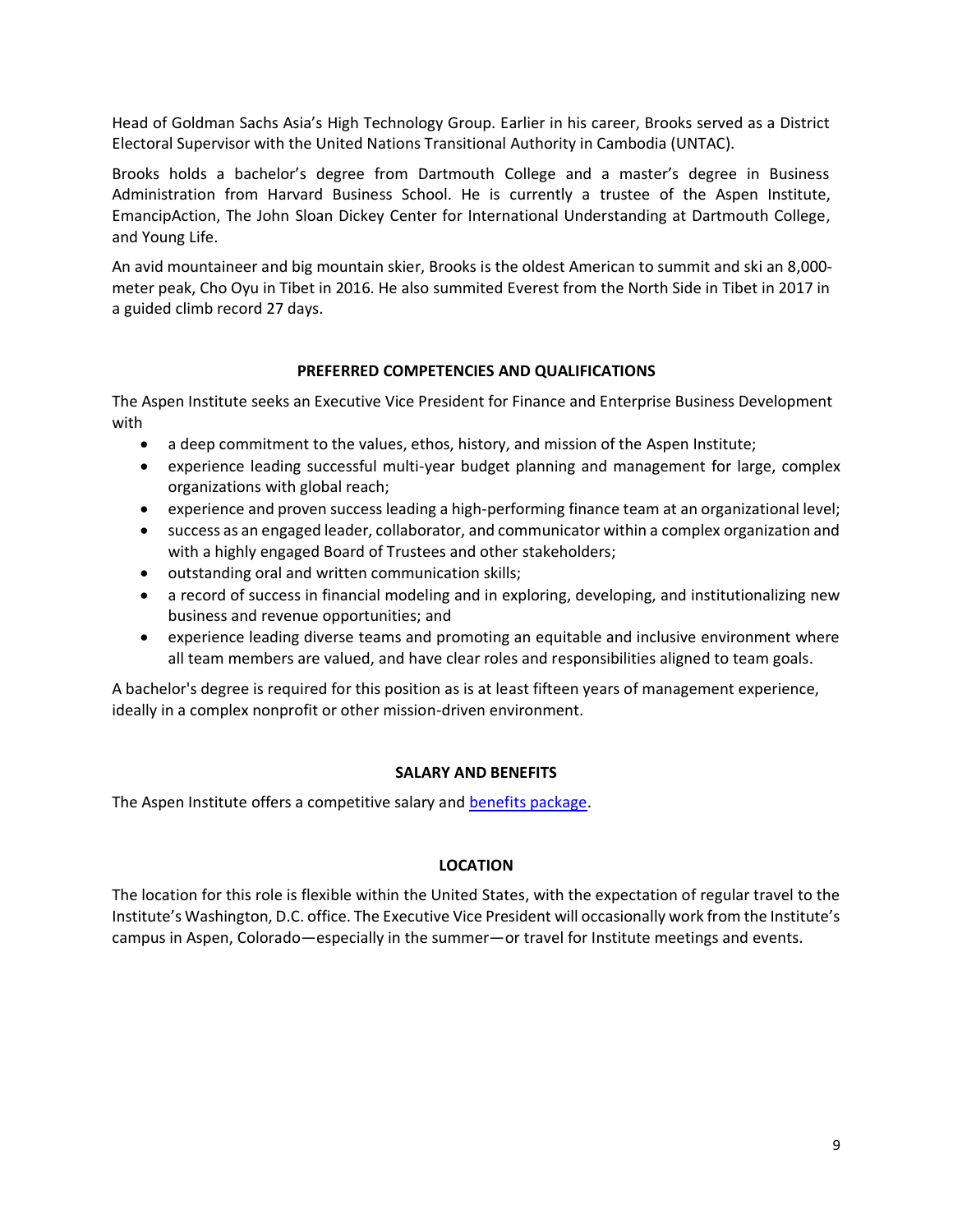Head of Goldman Sachs Asia's High Technology Group. Earlier in his career, Brooks served as a District Electoral Supervisor with the United Nations Transitional Authority in Cambodia (UNTAC).

Brooks holds a bachelor's degree from Dartmouth College and a master's degree in Business Administration from Harvard Business School. He is currently a trustee of the Aspen Institute, EmancipAction, The John Sloan Dickey Center for International Understanding at Dartmouth College, and Young Life.

An avid mountaineer and big mountain skier, Brooks is the oldest American to summit and ski an 8,000-meter peak, Cho Oyu in Tibet in 2016. He also summited Everest from the North Side in Tibet in 2017 in a guided climb record 27 days.

## PREFERRED COMPETENCIES AND QUALIFICATIONS

The Aspen Institute seeks an Executive Vice President for Finance and Enterprise Business Development with

- a deep commitment to the values, ethos, history, and mission of the Aspen Institute;
- experience leading successful multi-year budget planning and management for large, complex organizations with global reach;
- experience and proven success leading a high-performing finance team at an organizational level;
- success as an engaged leader, collaborator, and communicator within a complex organization and with a highly engaged Board of Trustees and other stakeholders;
- outstanding oral and written communication skills;
- a record of success in financial modeling and in exploring, developing, and institutionalizing new business and revenue opportunities; and
- experience leading diverse teams and promoting an equitable and inclusive environment where all team members are valued, and have clear roles and responsibilities aligned to team goals.

A bachelor's degree is required for this position as is at least fifteen years of management experience, ideally in a complex nonprofit or other mission-driven environment.

## SALARY AND BENEFITS

The Aspen Institute offers a competitive salary and benefits package.

## LOCATION

The location for this role is flexible within the United States, with the expectation of regular travel to the Institute's Washington, D.C. office. The Executive Vice President will occasionally work from the Institute's campus in Aspen, Colorado—especially in the summer—or travel for Institute meetings and events.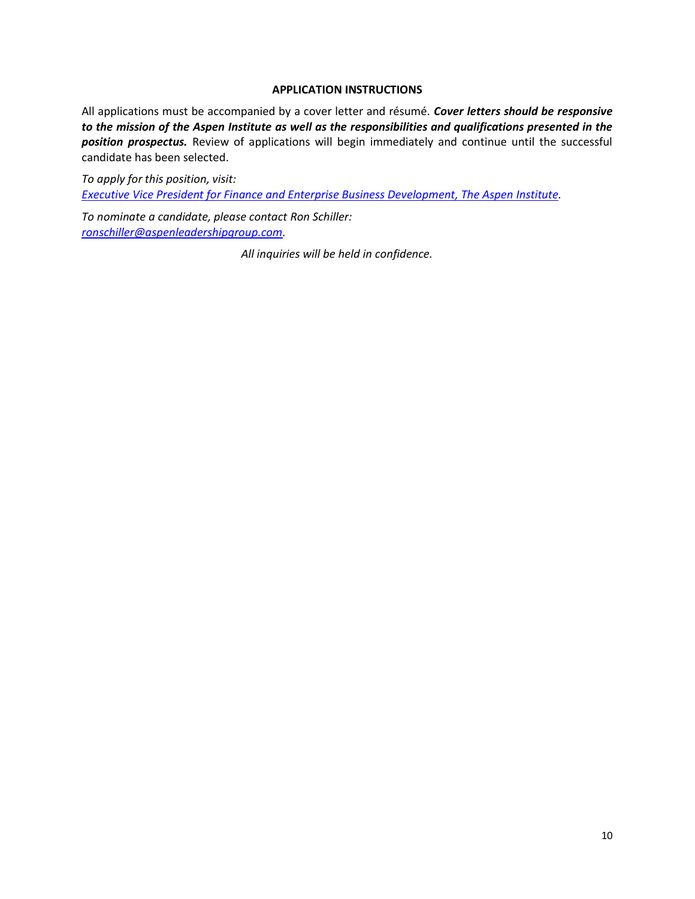## APPLICATION INSTRUCTIONS

All applications must be accompanied by a cover letter and résumé. ***Cover letters should be responsive to the mission of the Aspen Institute as well as the responsibilities and qualifications presented in the position prospectus.*** Review of applications will begin immediately and continue until the successful candidate has been selected.

*To apply for this position, visit:*
*[Executive Vice President for Finance and Enterprise Business Development, The Aspen Institute](Executive Vice President for Finance and Enterprise Business Development, The Aspen Institute).*

*To nominate a candidate, please contact Ron Schiller:*
*[ronschiller@aspenleadershipgroup.com](mailto:ronschiller@aspenleadershipgroup.com).*

*All inquiries will be held in confidence.*